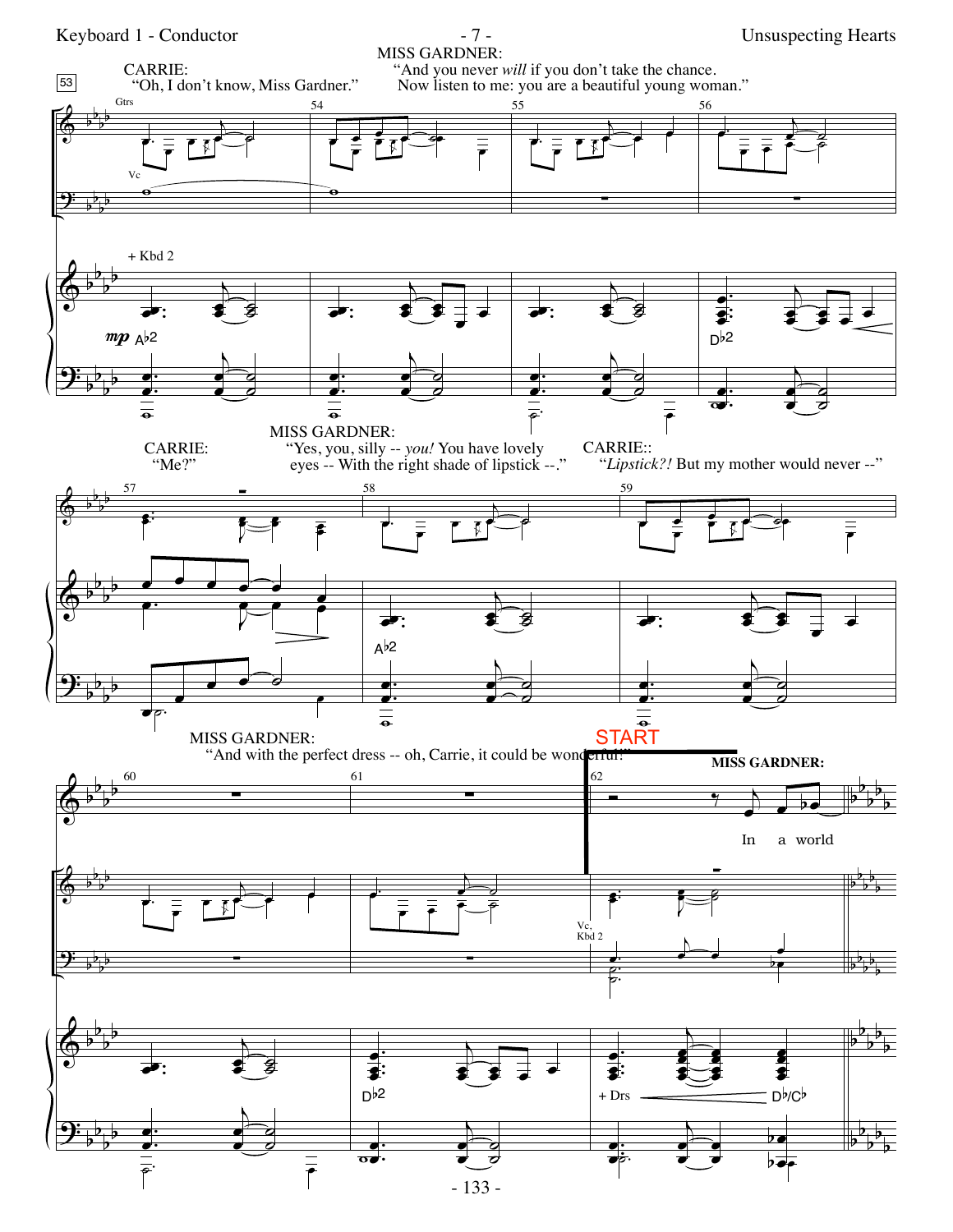CARRIE:
"Oh, I don't know, Miss Gardner."

MISS GARDNER:
"And you never *will* if you don't take the chance.
Now listen to me: you are a beautiful young woman."

CARRIE:
"Me?"

MISS GARDNER:
"Yes, you, silly -- *you!* You have lovely eyes -- With the right shade of lipstick --."

CARRIE::
"*Lipstick?!* But my mother would never --"

MISS GARDNER:
"And with the perfect dress -- oh, Carrie, it could be wonderful!"

START

MISS GARDNER:
In a world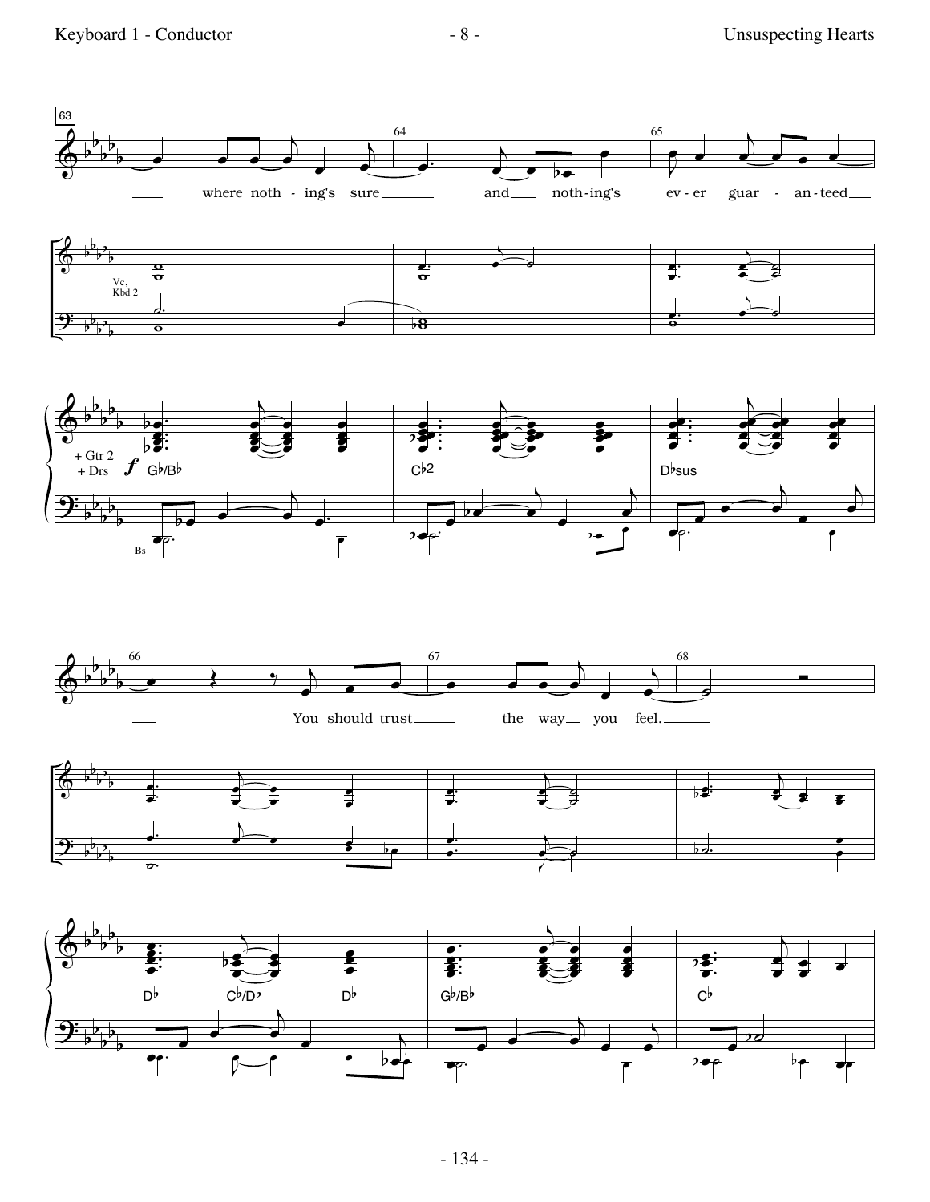where nothing's sure and nothing's ever guaranteed

You should trust the way you feel.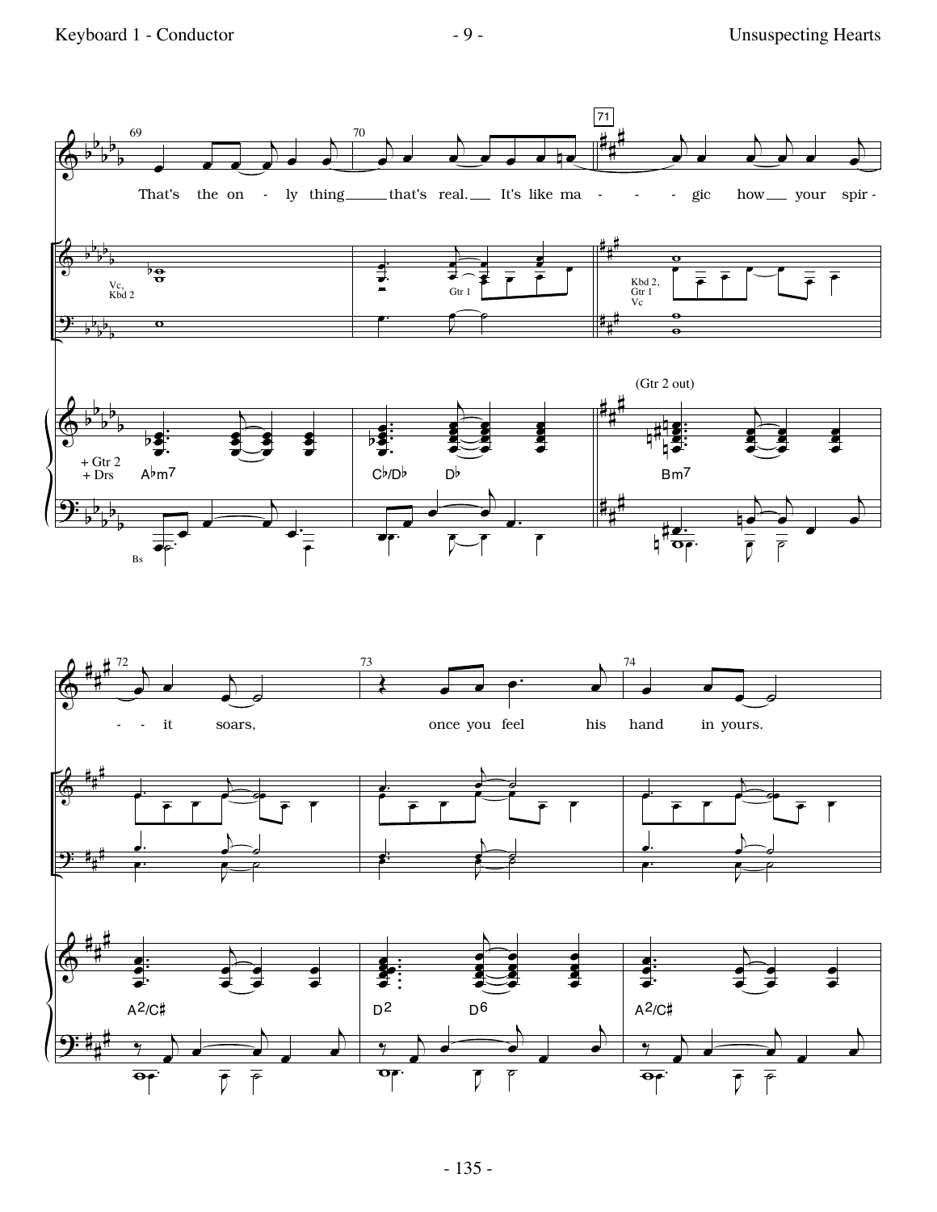That's the on - ly thing ___ that's real. ___ It's like ma - - - - gic how ___ your spir - - - it soars, once you feel his hand in yours.

Vc, Kbd 2

Gtr 1

Kbd 2, Gtr 1 Vc

(Gtr 2 out)

+ Gtr 2
+ Drs

A♭m7 C♭/D♭ D♭ Bm7

Bs

A2/C♯ D2 D6 A2/C♯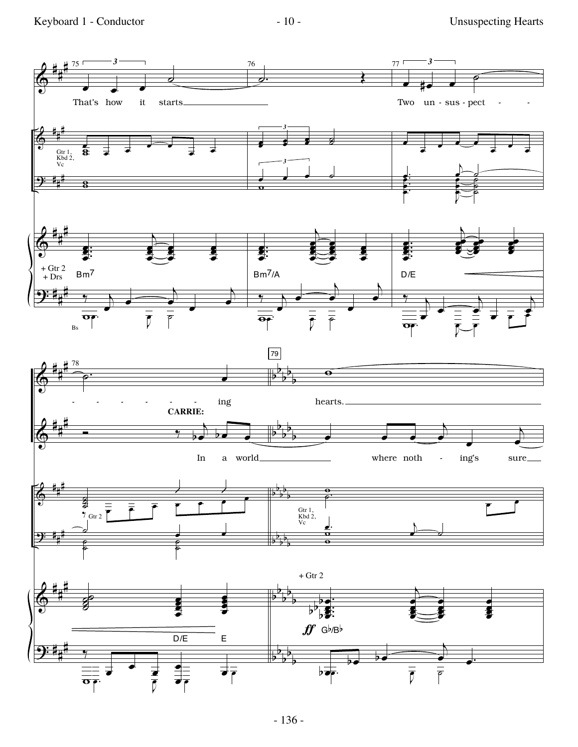75 That's how it starts

76

77 Two un - sus - pect - - -

Gtr 1, Kbd 2, Vc

+ Gtr 2 + Drs Bm7 | Bm7/A | D/E

Bs

78 - - - - - - - ing

79 hearts.

CARRIE: In a world where noth - ing's sure

Gtr 2

Gtr 1, Kbd 2, Vc

D/E E

+ Gtr 2

*ff* G♭/B♭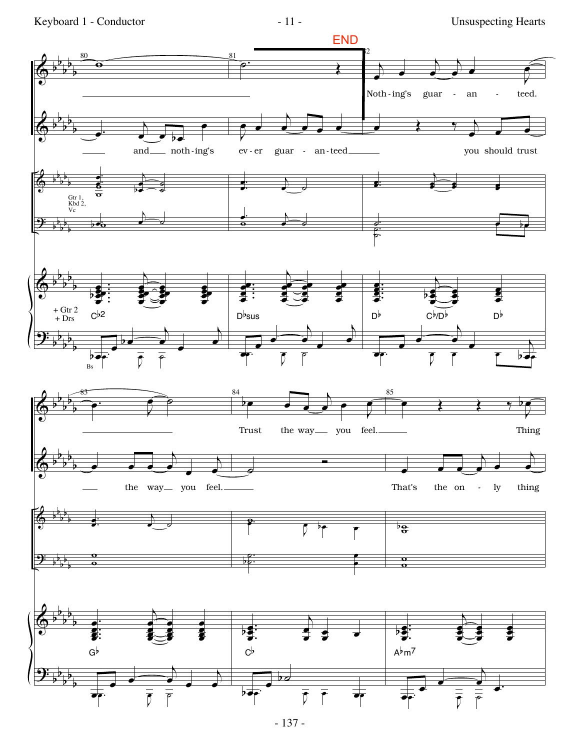END

Noth - ing's guar - an - teed.

and noth - ing's ev - er guar - an - teed you should trust

Gtr 1, Kbd 2, Vc

+ Gtr 2 + Drs

C♭2 D♭sus D♭ C♭/D♭ D♭

Bs

Trust the way you feel. Thing

the way you feel. That's the on - ly thing

G♭ C♭ A♭m7